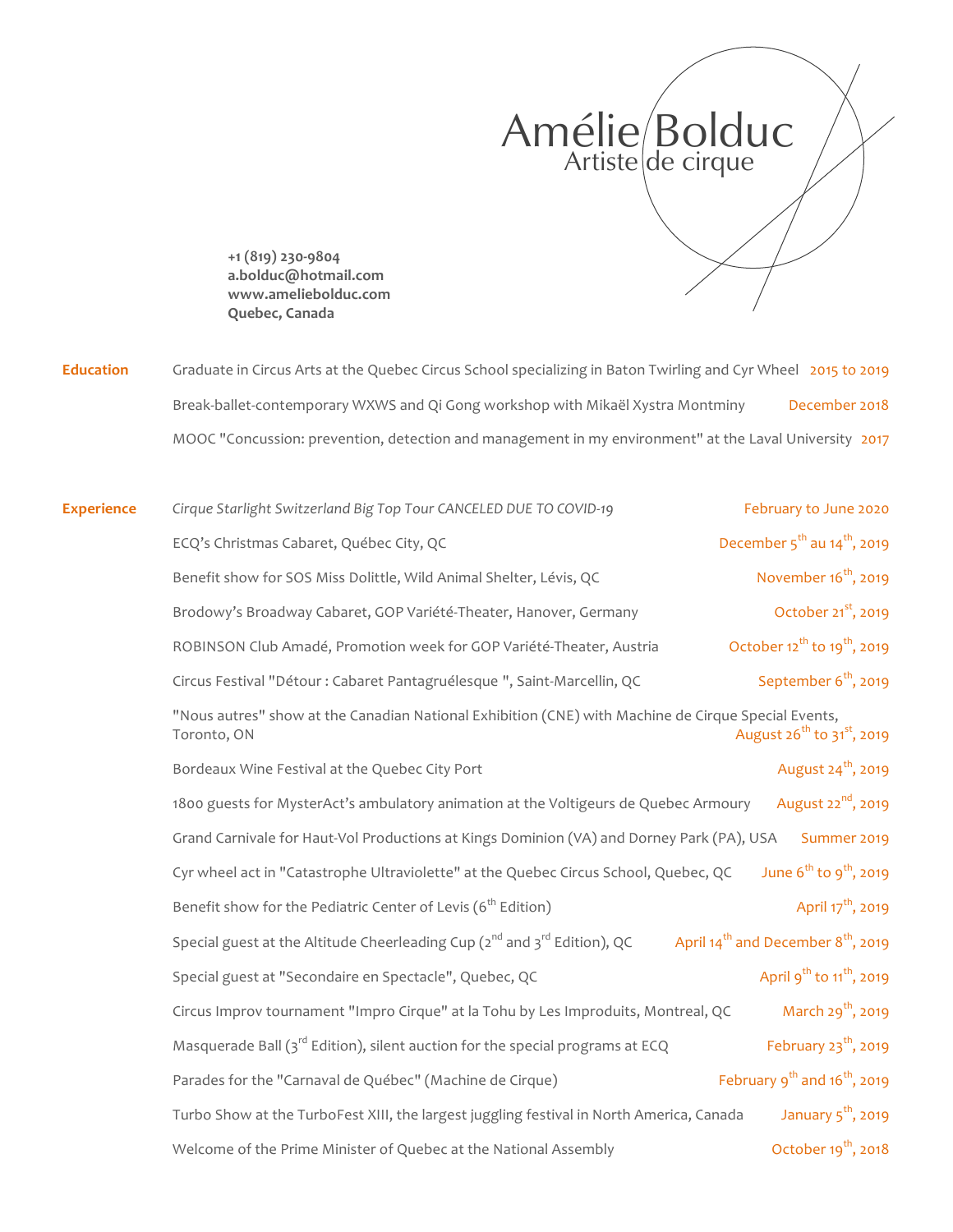# Amélie Bolduc

## Artiste de cirque

**+1 (819) 230-9804**
**a.bolduc@hotmail.com**
**www.ameliebolduc.com**
**Quebec, Canada**

## Education

- Graduate in Circus Arts at the Quebec Circus School specializing in Baton Twirling and Cyr Wheel — 2015 to 2019
- Break-ballet-contemporary WXWS and Qi Gong workshop with Mikaël Xystra Montminy — December 2018
- MOOC "Concussion: prevention, detection and management in my environment" at the Laval University — 2017

## Experience

- *Cirque Starlight Switzerland Big Top Tour CANCELED DUE TO COVID-19* — February to June 2020
- ECQ's Christmas Cabaret, Québec City, QC — December 5th au 14th, 2019
- Benefit show for SOS Miss Dolittle, Wild Animal Shelter, Lévis, QC — November 16th, 2019
- Brodowy's Broadway Cabaret, GOP Variété-Theater, Hanover, Germany — October 21st, 2019
- ROBINSON Club Amadé, Promotion week for GOP Variété-Theater, Austria — October 12th to 19th, 2019
- Circus Festival "Détour : Cabaret Pantagruélesque ", Saint-Marcellin, QC — September 6th, 2019
- "Nous autres" show at the Canadian National Exhibition (CNE) with Machine de Cirque Special Events, Toronto, ON — August 26th to 31st, 2019
- Bordeaux Wine Festival at the Quebec City Port — August 24th, 2019
- 1800 guests for MysterAct's ambulatory animation at the Voltigeurs de Quebec Armoury — August 22nd, 2019
- Grand Carnivale for Haut-Vol Productions at Kings Dominion (VA) and Dorney Park (PA), USA — Summer 2019
- Cyr wheel act in "Catastrophe Ultraviolette" at the Quebec Circus School, Quebec, QC — June 6th to 9th, 2019
- Benefit show for the Pediatric Center of Levis (6th Edition) — April 17th, 2019
- Special guest at the Altitude Cheerleading Cup (2nd and 3rd Edition), QC — April 14th and December 8th, 2019
- Special guest at "Secondaire en Spectacle", Quebec, QC — April 9th to 11th, 2019
- Circus Improv tournament "Impro Cirque" at la Tohu by Les Improduits, Montreal, QC — March 29th, 2019
- Masquerade Ball (3rd Edition), silent auction for the special programs at ECQ — February 23th, 2019
- Parades for the "Carnaval de Québec" (Machine de Cirque) — February 9th and 16th, 2019
- Turbo Show at the TurboFest XIII, the largest juggling festival in North America, Canada — January 5th, 2019
- Welcome of the Prime Minister of Quebec at the National Assembly — October 19th, 2018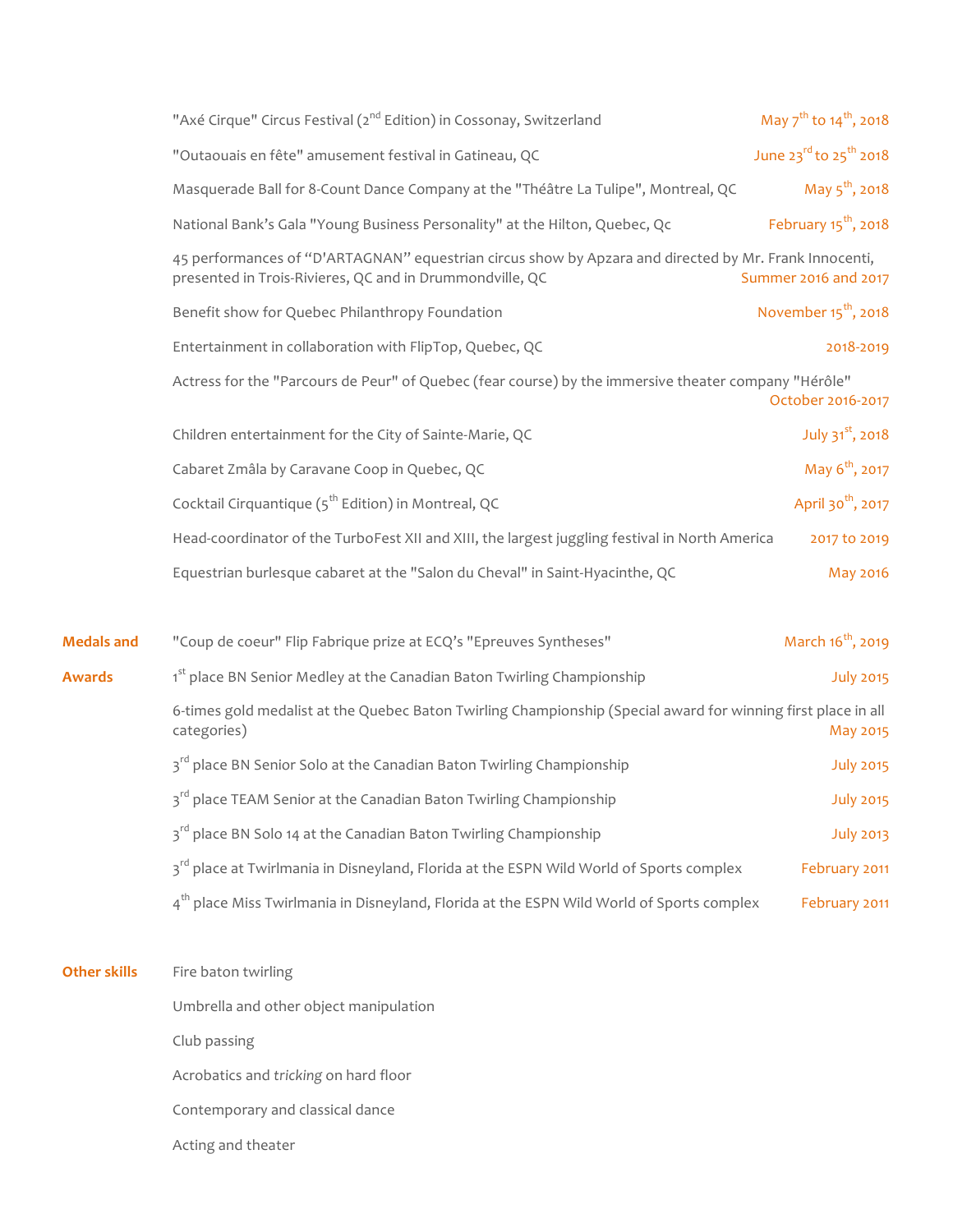"Axé Cirque" Circus Festival (2nd Edition) in Cossonay, Switzerland — May 7th to 14th, 2018

"Outaouais en fête" amusement festival in Gatineau, QC — June 23rd to 25th 2018

Masquerade Ball for 8-Count Dance Company at the "Théâtre La Tulipe", Montreal, QC — May 5th, 2018

National Bank's Gala "Young Business Personality" at the Hilton, Quebec, Qc — February 15th, 2018

45 performances of "D'ARTAGNAN" equestrian circus show by Apzara and directed by Mr. Frank Innocenti, presented in Trois-Rivieres, QC and in Drummondville, QC — Summer 2016 and 2017

Benefit show for Quebec Philanthropy Foundation — November 15th, 2018

Entertainment in collaboration with FlipTop, Quebec, QC — 2018-2019

Actress for the "Parcours de Peur" of Quebec (fear course) by the immersive theater company "Hérôle" — October 2016-2017

Children entertainment for the City of Sainte-Marie, QC — July 31st, 2018

Cabaret Zmâla by Caravane Coop in Quebec, QC — May 6th, 2017

Cocktail Cirquantique (5th Edition) in Montreal, QC — April 30th, 2017

Head-coordinator of the TurboFest XII and XIII, the largest juggling festival in North America — 2017 to 2019

Equestrian burlesque cabaret at the "Salon du Cheval" in Saint-Hyacinthe, QC — May 2016

## Medals and Awards

"Coup de coeur" Flip Fabrique prize at ECQ's "Epreuves Syntheses" — March 16th, 2019

1st place BN Senior Medley at the Canadian Baton Twirling Championship — July 2015

6-times gold medalist at the Quebec Baton Twirling Championship (Special award for winning first place in all categories) — May 2015

3rd place BN Senior Solo at the Canadian Baton Twirling Championship — July 2015

3rd place TEAM Senior at the Canadian Baton Twirling Championship — July 2015

3rd place BN Solo 14 at the Canadian Baton Twirling Championship — July 2013

3rd place at Twirlmania in Disneyland, Florida at the ESPN Wild World of Sports complex — February 2011

4th place Miss Twirlmania in Disneyland, Florida at the ESPN Wild World of Sports complex — February 2011

## Other skills

Fire baton twirling

Umbrella and other object manipulation

Club passing

Acrobatics and *tricking* on hard floor

Contemporary and classical dance

Acting and theater